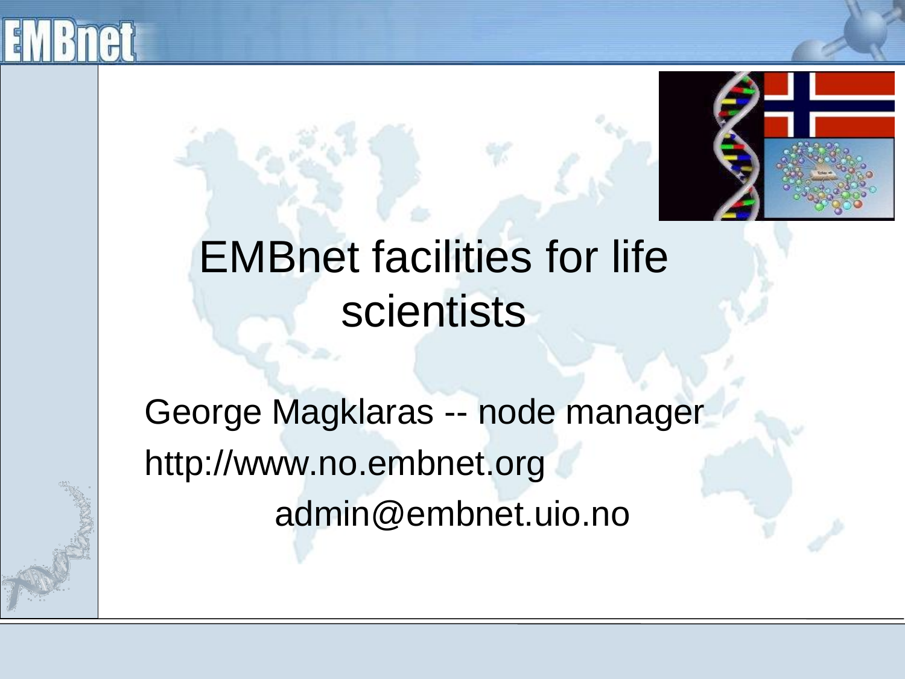# EMBnet facilities for life scientists

George Magklaras -- node manager

http://www.no.embnet.org

admin@embnet.uio.no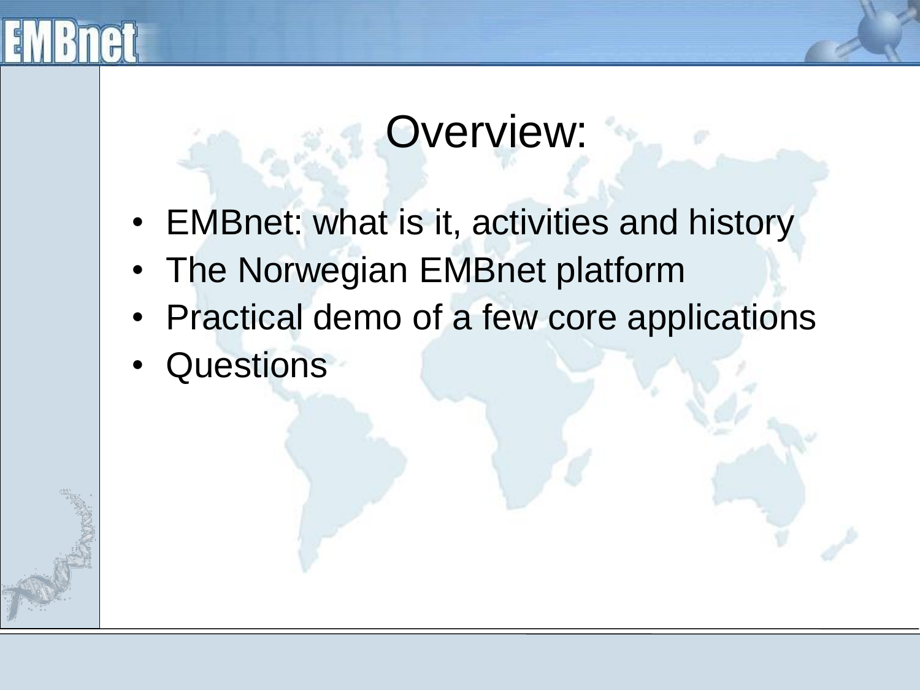# Overview:

- EMBnet: what is it, activities and history
- The Norwegian EMBnet platform
- Practical demo of a few core applications
- Questions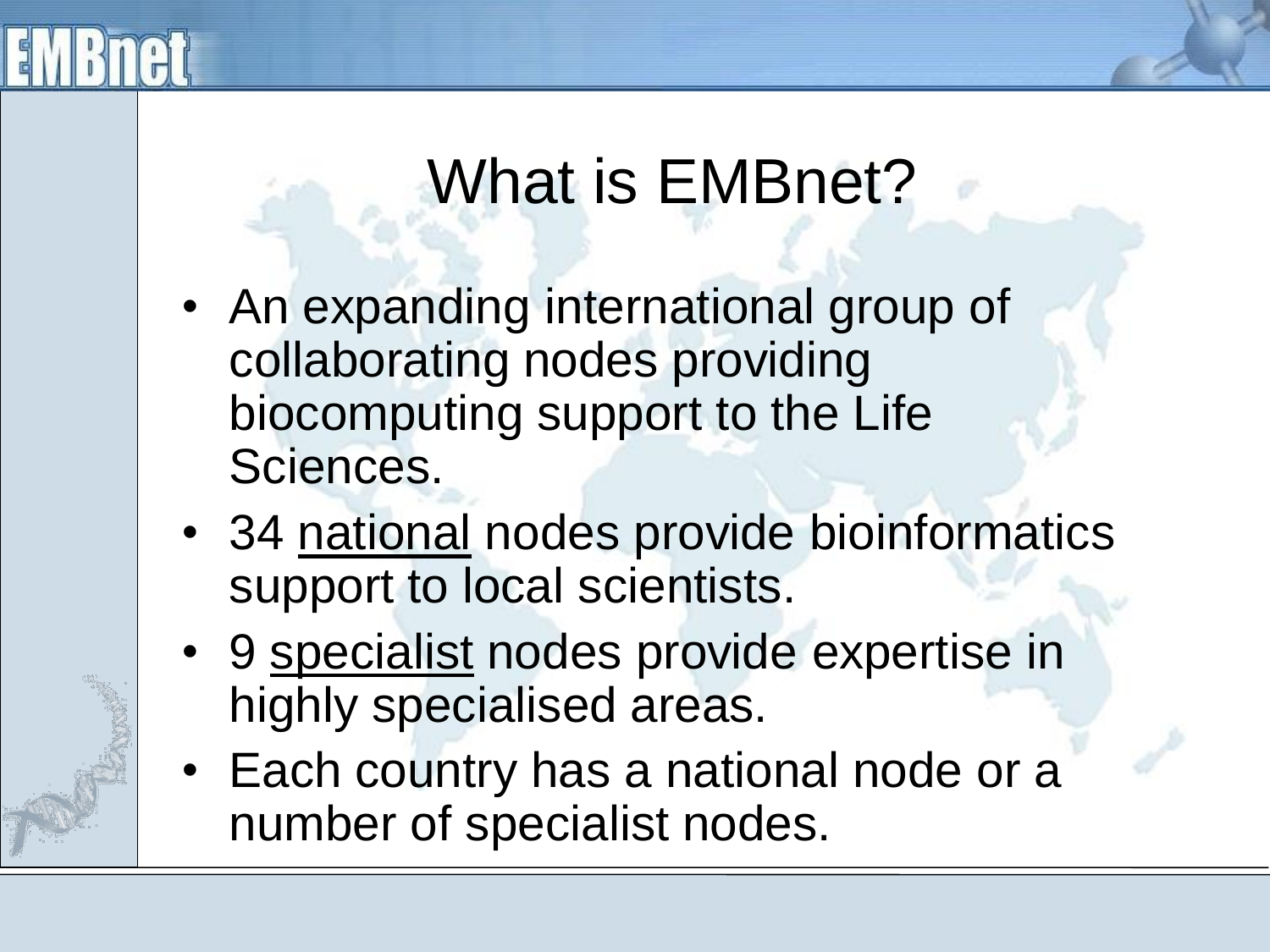# What is EMBnet?

- An expanding international group of collaborating nodes providing biocomputing support to the Life Sciences.
- 34 national nodes provide bioinformatics support to local scientists.
- 9 specialist nodes provide expertise in highly specialised areas.
- Each country has a national node or a number of specialist nodes.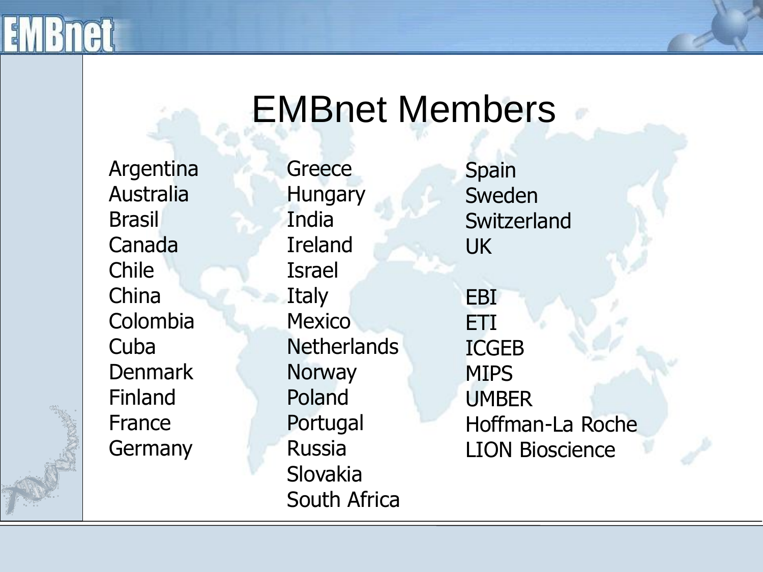# EMBnet Members

Argentina
Australia
Brasil
Canada
Chile
China
Colombia
Cuba
Denmark
Finland
France
Germany

Greece
Hungary
India
Ireland
Israel
Italy
Mexico
Netherlands
Norway
Poland
Portugal
Russia
Slovakia
South Africa

Spain
Sweden
Switzerland
UK

EBI
ETI
ICGEB
MIPS
UMBER
Hoffman-La Roche
LION Bioscience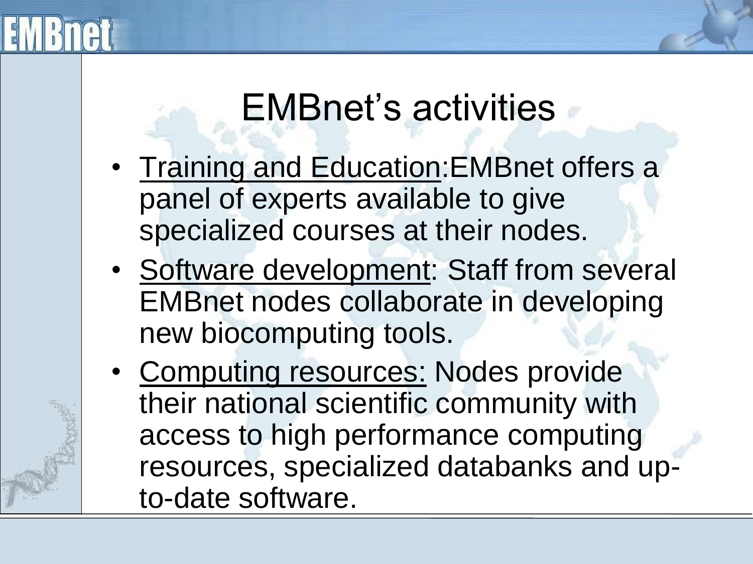# EMBnet's activities

- Training and Education:EMBnet offers a panel of experts available to give specialized courses at their nodes.
- Software development: Staff from several EMBnet nodes collaborate in developing new biocomputing tools.
- Computing resources: Nodes provide their national scientific community with access to high performance computing resources, specialized databanks and up-to-date software.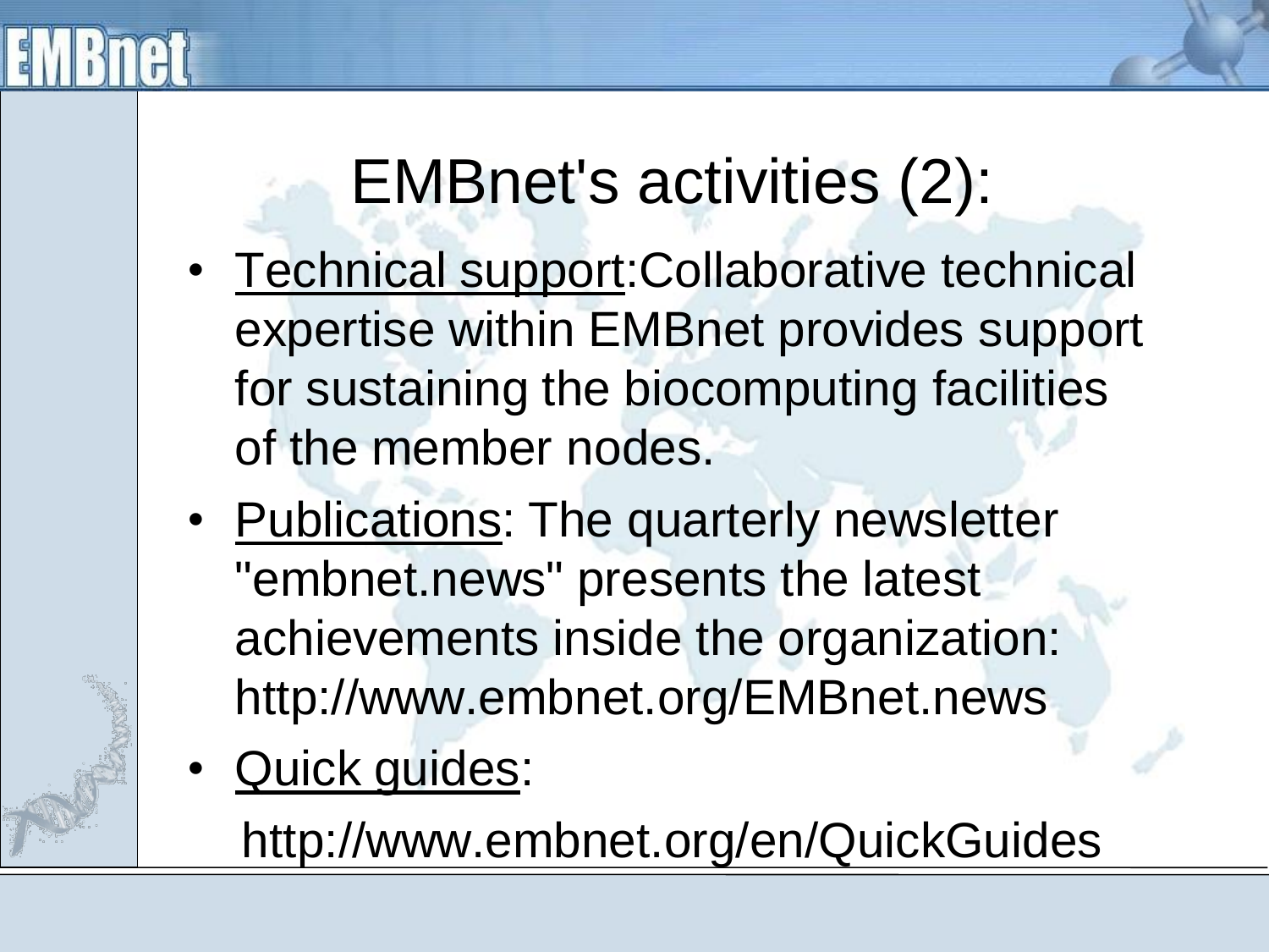# EMBnet's activities (2):

- Technical support:Collaborative technical expertise within EMBnet provides support for sustaining the biocomputing facilities of the member nodes.
- Publications: The quarterly newsletter "embnet.news" presents the latest achievements inside the organization: http://www.embnet.org/EMBnet.news
- Quick guides:

  http://www.embnet.org/en/QuickGuides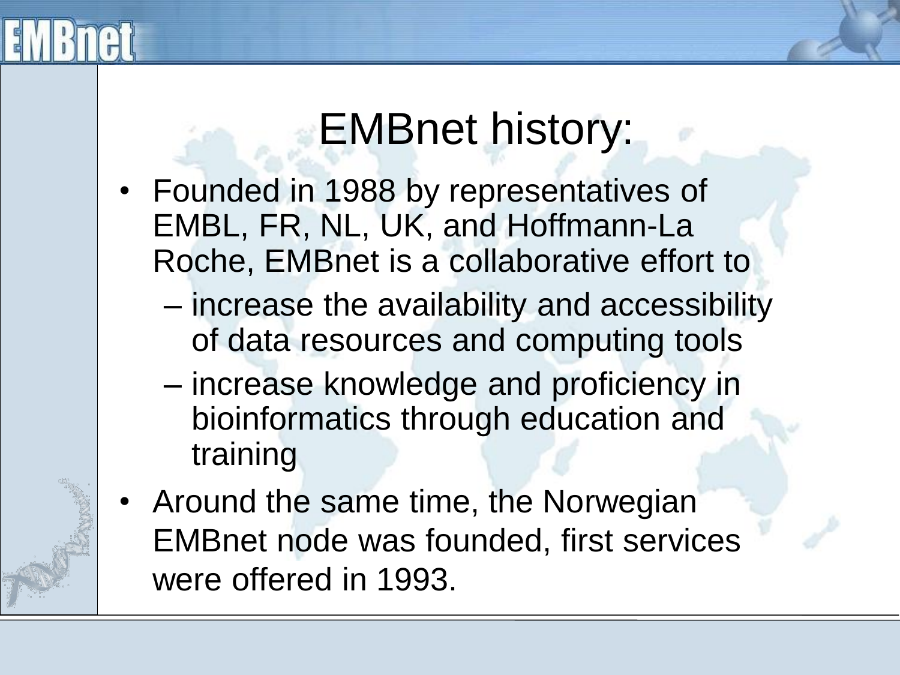# EMBnet history:

- Founded in 1988 by representatives of EMBL, FR, NL, UK, and Hoffmann-La Roche, EMBnet is a collaborative effort to
  - increase the availability and accessibility of data resources and computing tools
  - increase knowledge and proficiency in bioinformatics through education and training
- Around the same time, the Norwegian EMBnet node was founded, first services were offered in 1993.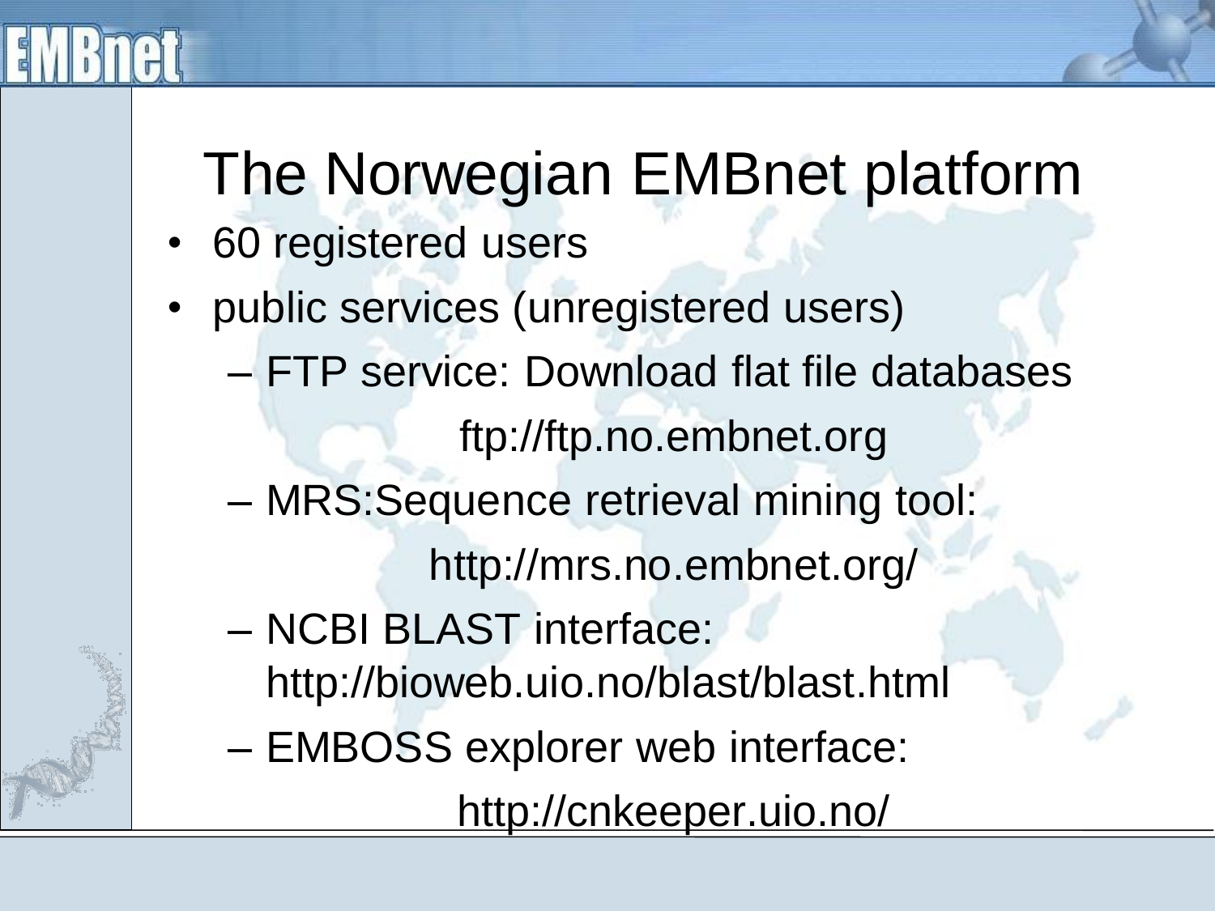# The Norwegian EMBnet platform

- 60 registered users
- public services (unregistered users)
  - FTP service: Download flat file databases
    ftp://ftp.no.embnet.org
  - MRS:Sequence retrieval mining tool:
    http://mrs.no.embnet.org/
  - NCBI BLAST interface:
    http://bioweb.uio.no/blast/blast.html
  - EMBOSS explorer web interface:
    http://cnkeeper.uio.no/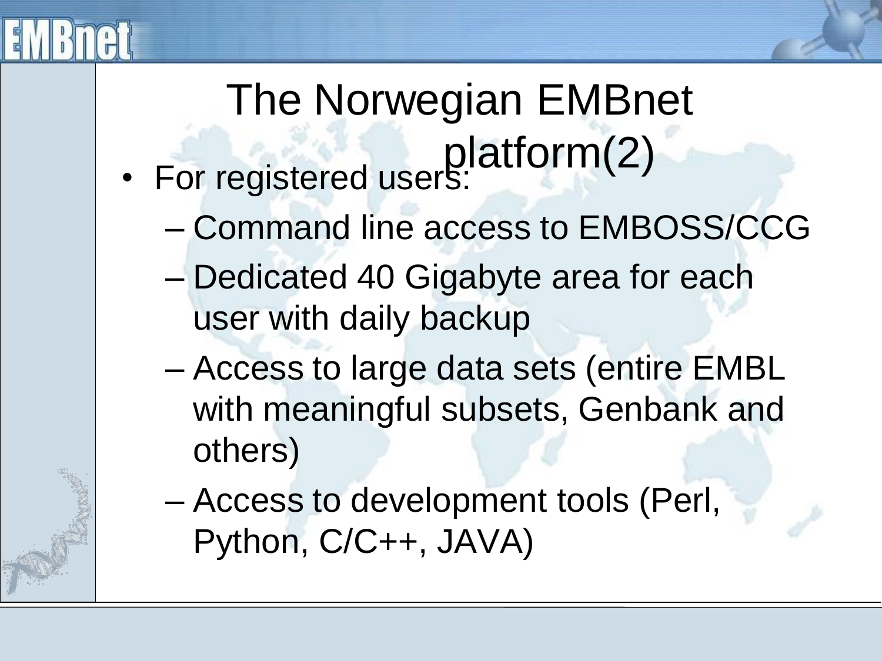# The Norwegian EMBnet platform(2)

- For registered users:
  - Command line access to EMBOSS/CCG
  - Dedicated 40 Gigabyte area for each user with daily backup
  - Access to large data sets (entire EMBL with meaningful subsets, Genbank and others)
  - Access to development tools (Perl, Python, C/C++, JAVA)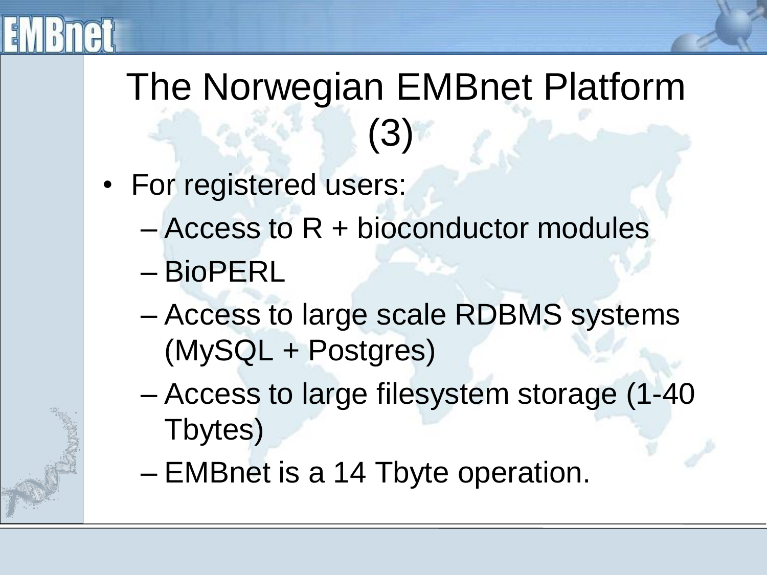# The Norwegian EMBnet Platform (3)

- For registered users:
  - Access to R + bioconductor modules
  - BioPERL
  - Access to large scale RDBMS systems (MySQL + Postgres)
  - Access to large filesystem storage (1-40 Tbytes)
  - EMBnet is a 14 Tbyte operation.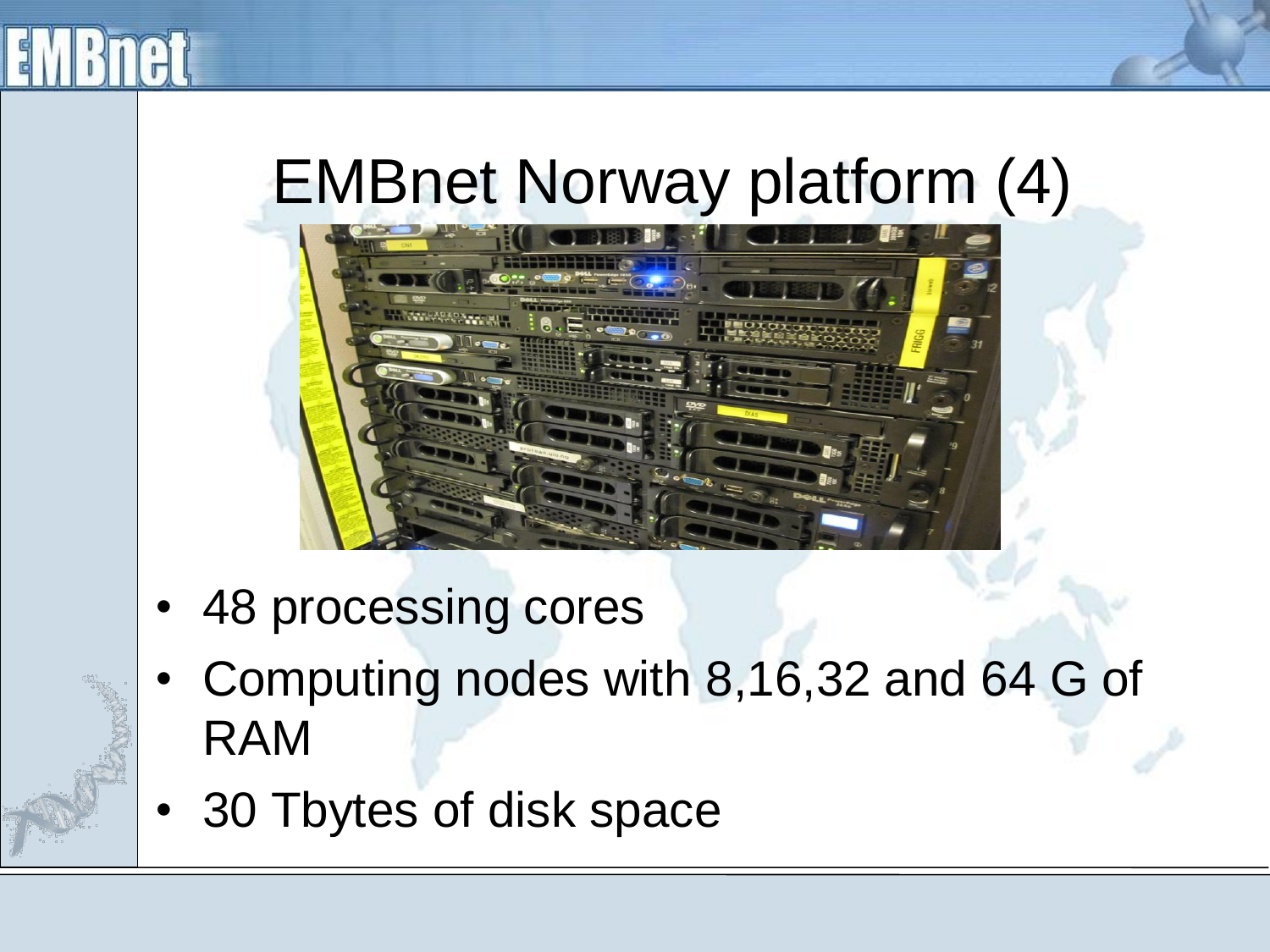# EMBnet Norway platform (4)

- 48 processing cores
- Computing nodes with 8,16,32 and 64 G of RAM
- 30 Tbytes of disk space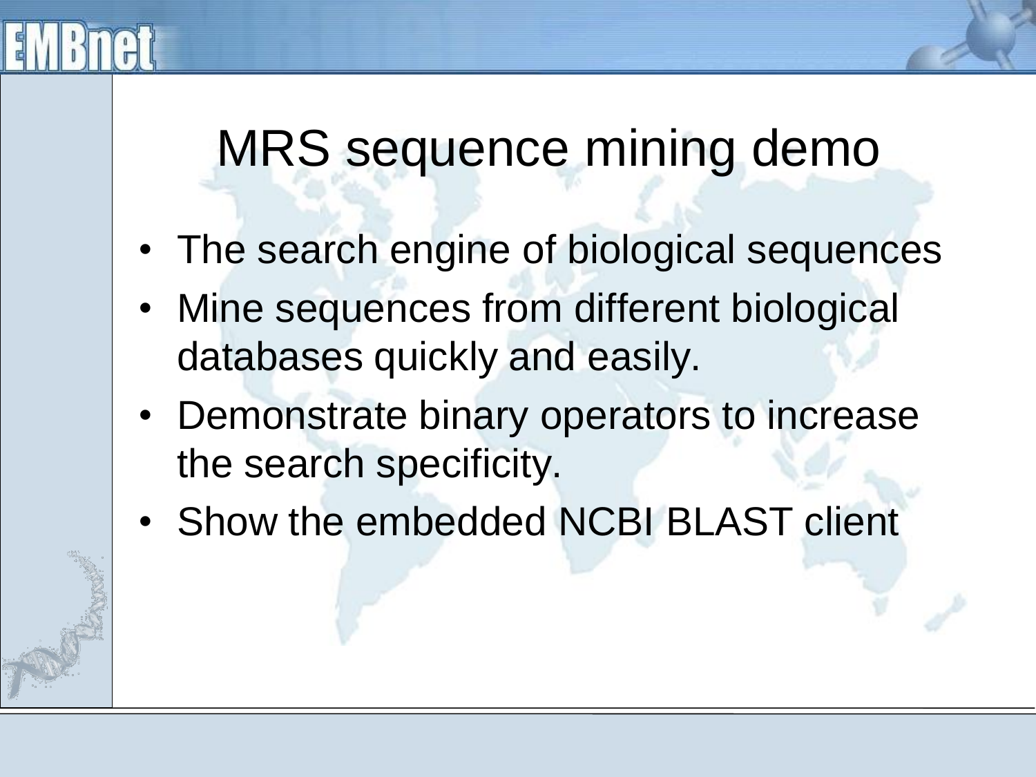# MRS sequence mining demo

- The search engine of biological sequences
- Mine sequences from different biological databases quickly and easily.
- Demonstrate binary operators to increase the search specificity.
- Show the embedded NCBI BLAST client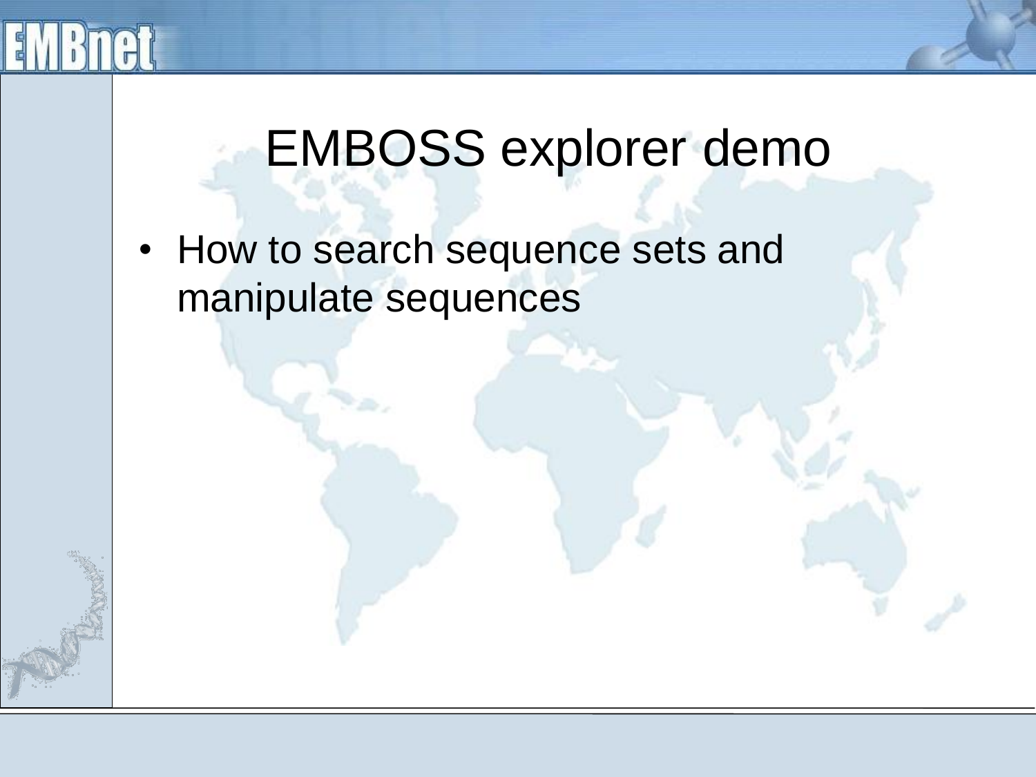# EMBOSS explorer demo

- How to search sequence sets and manipulate sequences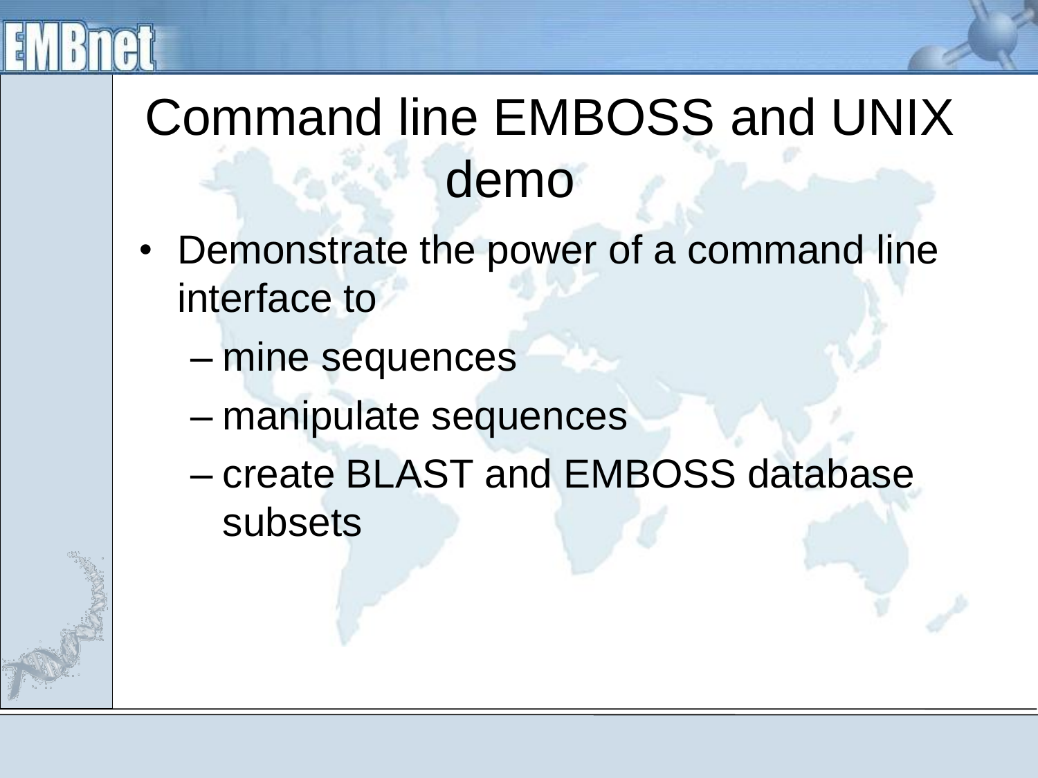# Command line EMBOSS and UNIX demo

- Demonstrate the power of a command line interface to
  - mine sequences
  - manipulate sequences
  - create BLAST and EMBOSS database subsets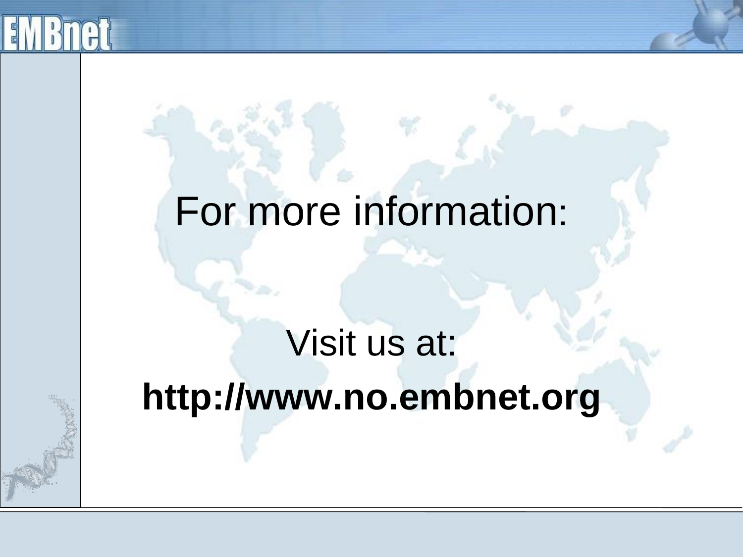For more information:

Visit us at:

**http://www.no.embnet.org**